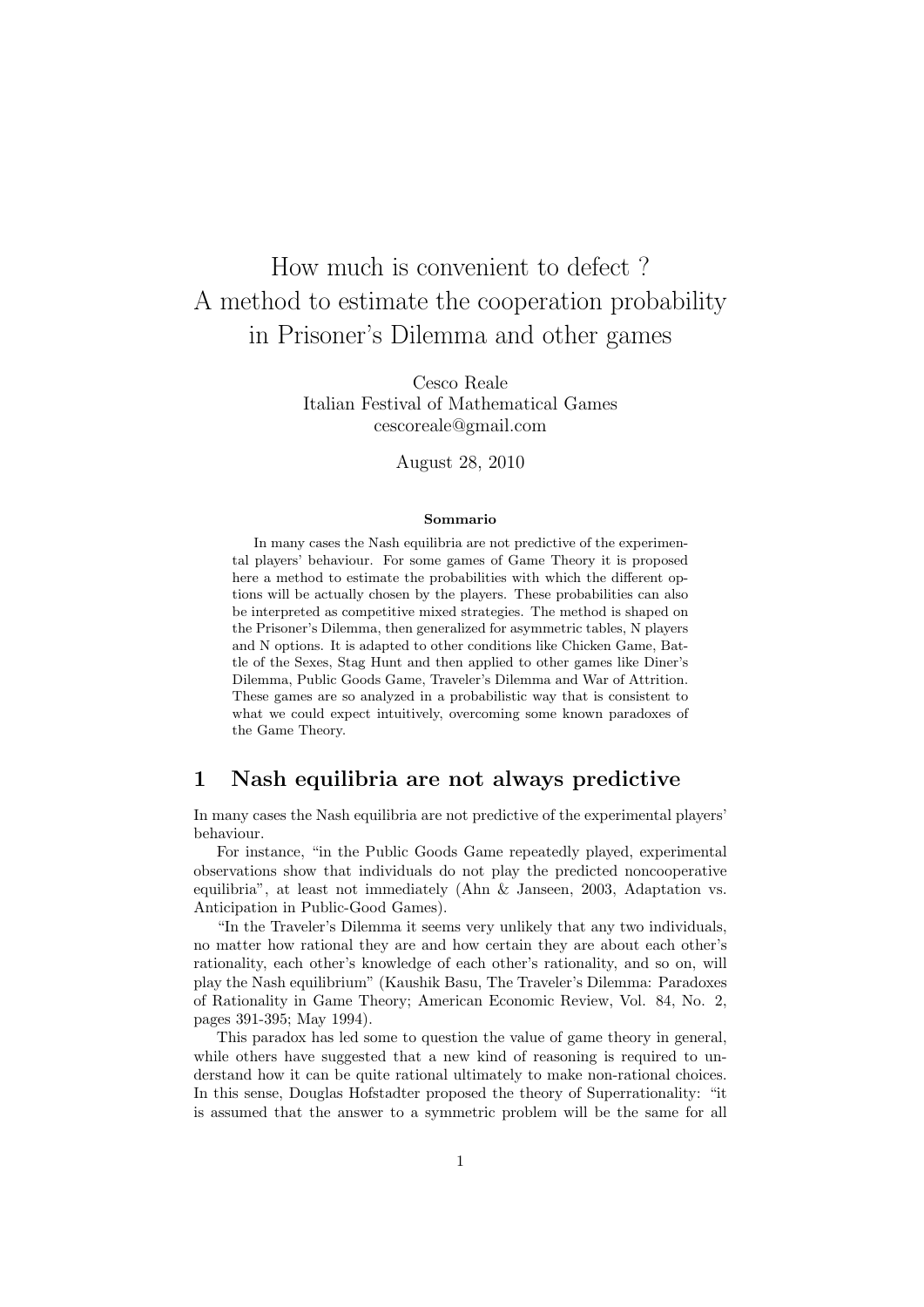# How much is convenient to defect ? A method to estimate the cooperation probability in Prisoner's Dilemma and other games

Cesco Reale
Italian Festival of Mathematical Games
cescoreale@gmail.com

August 28, 2010

**Sommario**

In many cases the Nash equilibria are not predictive of the experimental players' behaviour. For some games of Game Theory it is proposed here a method to estimate the probabilities with which the different options will be actually chosen by the players. These probabilities can also be interpreted as competitive mixed strategies. The method is shaped on the Prisoner's Dilemma, then generalized for asymmetric tables, N players and N options. It is adapted to other conditions like Chicken Game, Battle of the Sexes, Stag Hunt and then applied to other games like Diner's Dilemma, Public Goods Game, Traveler's Dilemma and War of Attrition. These games are so analyzed in a probabilistic way that is consistent to what we could expect intuitively, overcoming some known paradoxes of the Game Theory.

## 1 Nash equilibria are not always predictive

In many cases the Nash equilibria are not predictive of the experimental players' behaviour.

For instance, "in the Public Goods Game repeatedly played, experimental observations show that individuals do not play the predicted noncooperative equilibria", at least not immediately (Ahn & Janseen, 2003, Adaptation vs. Anticipation in Public-Good Games).

"In the Traveler's Dilemma it seems very unlikely that any two individuals, no matter how rational they are and how certain they are about each other's rationality, each other's knowledge of each other's rationality, and so on, will play the Nash equilibrium" (Kaushik Basu, The Traveler's Dilemma: Paradoxes of Rationality in Game Theory; American Economic Review, Vol. 84, No. 2, pages 391-395; May 1994).

This paradox has led some to question the value of game theory in general, while others have suggested that a new kind of reasoning is required to understand how it can be quite rational ultimately to make non-rational choices. In this sense, Douglas Hofstadter proposed the theory of Superrationality: "it is assumed that the answer to a symmetric problem will be the same for all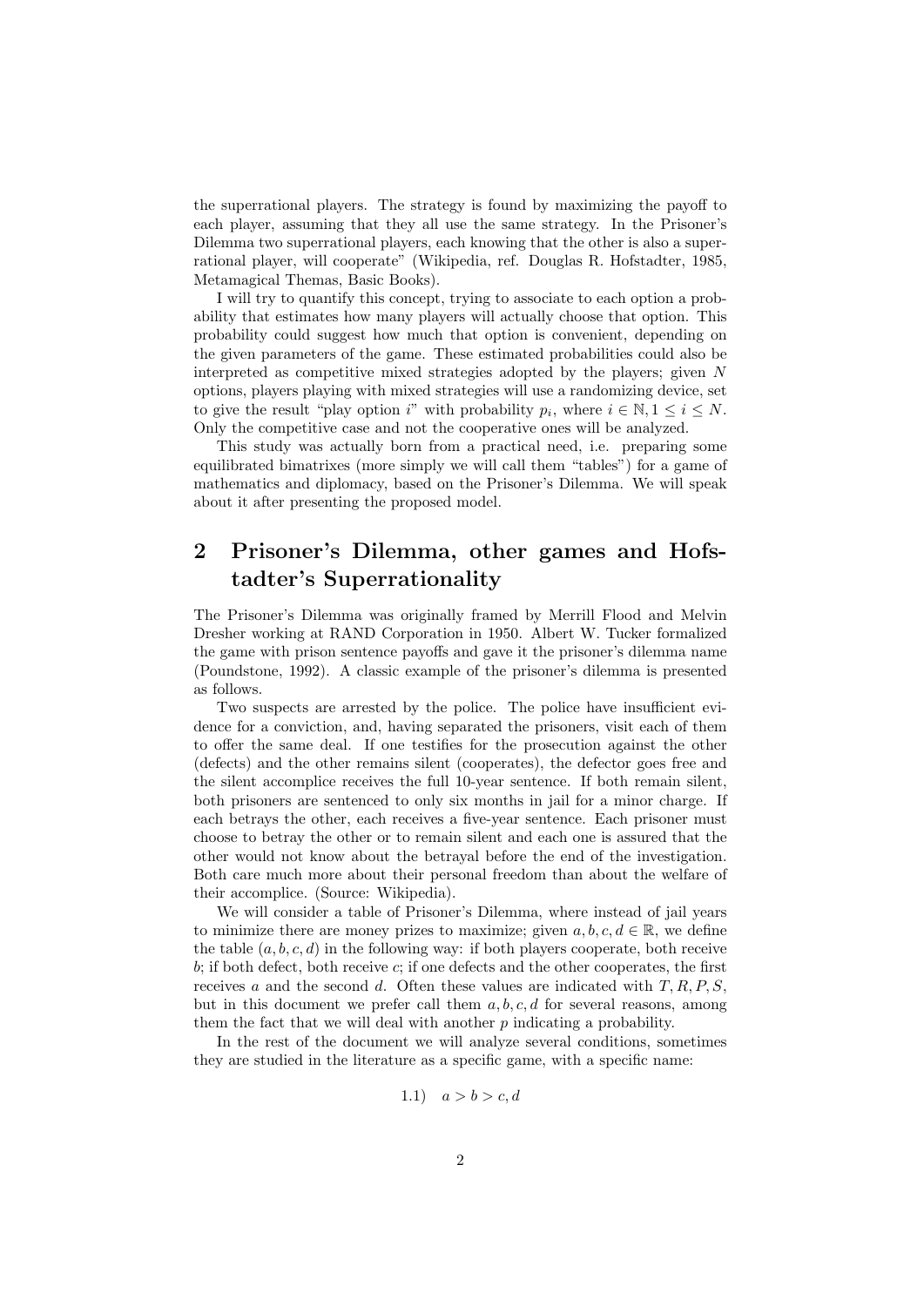the superrational players. The strategy is found by maximizing the payoff to each player, assuming that they all use the same strategy. In the Prisoner's Dilemma two superrational players, each knowing that the other is also a superrational player, will cooperate" (Wikipedia, ref. Douglas R. Hofstadter, 1985, Metamagical Themas, Basic Books).

I will try to quantify this concept, trying to associate to each option a probability that estimates how many players will actually choose that option. This probability could suggest how much that option is convenient, depending on the given parameters of the game. These estimated probabilities could also be interpreted as competitive mixed strategies adopted by the players; given $N$ options, players playing with mixed strategies will use a randomizing device, set to give the result "play option $i$" with probability $p_i$, where $i \in \mathbb{N}, 1 \leq i \leq N$. Only the competitive case and not the cooperative ones will be analyzed.

This study was actually born from a practical need, i.e. preparing some equilibrated bimatrixes (more simply we will call them "tables") for a game of mathematics and diplomacy, based on the Prisoner's Dilemma. We will speak about it after presenting the proposed model.

## 2 Prisoner's Dilemma, other games and Hofstadter's Superrationality

The Prisoner's Dilemma was originally framed by Merrill Flood and Melvin Dresher working at RAND Corporation in 1950. Albert W. Tucker formalized the game with prison sentence payoffs and gave it the prisoner's dilemma name (Poundstone, 1992). A classic example of the prisoner's dilemma is presented as follows.

Two suspects are arrested by the police. The police have insufficient evidence for a conviction, and, having separated the prisoners, visit each of them to offer the same deal. If one testifies for the prosecution against the other (defects) and the other remains silent (cooperates), the defector goes free and the silent accomplice receives the full 10-year sentence. If both remain silent, both prisoners are sentenced to only six months in jail for a minor charge. If each betrays the other, each receives a five-year sentence. Each prisoner must choose to betray the other or to remain silent and each one is assured that the other would not know about the betrayal before the end of the investigation. Both care much more about their personal freedom than about the welfare of their accomplice. (Source: Wikipedia).

We will consider a table of Prisoner's Dilemma, where instead of jail years to minimize there are money prizes to maximize; given $a, b, c, d \in \mathbb{R}$, we define the table $(a, b, c, d)$ in the following way: if both players cooperate, both receive $b$; if both defect, both receive $c$; if one defects and the other cooperates, the first receives $a$ and the second $d$. Often these values are indicated with $T, R, P, S$, but in this document we prefer call them $a, b, c, d$ for several reasons, among them the fact that we will deal with another $p$ indicating a probability.

In the rest of the document we will analyze several conditions, sometimes they are studied in the literature as a specific game, with a specific name:

$$1.1) \quad a > b > c, d$$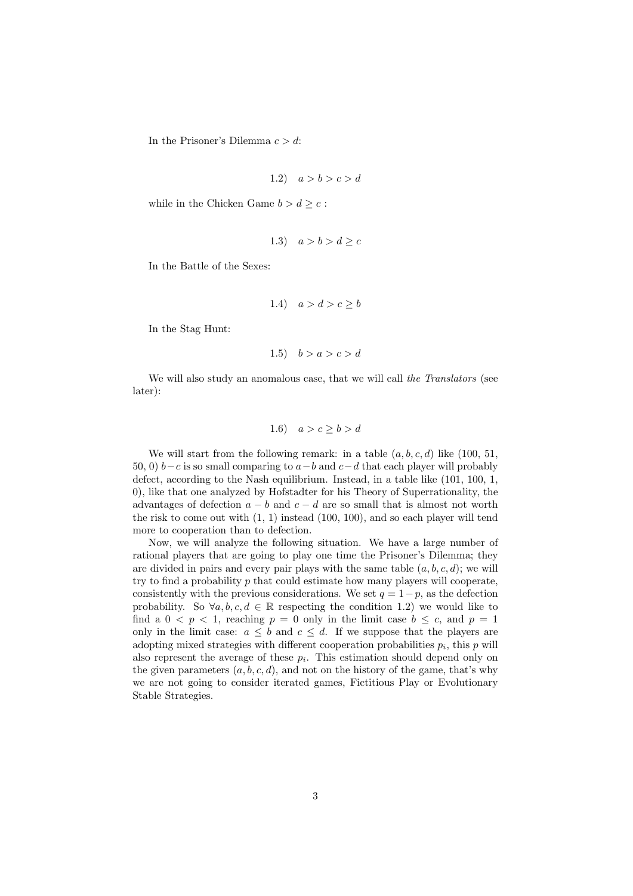In the Prisoner's Dilemma $c > d$:

$$1.2) \quad a > b > c > d$$

while in the Chicken Game $b > d \geq c$ :

$$1.3) \quad a > b > d \geq c$$

In the Battle of the Sexes:

$$1.4) \quad a > d > c \geq b$$

In the Stag Hunt:

$$1.5) \quad b > a > c > d$$

We will also study an anomalous case, that we will call *the Translators* (see later):

$$1.6) \quad a > c \geq b > d$$

We will start from the following remark: in a table $(a, b, c, d)$ like (100, 51, 50, 0) $b-c$ is so small comparing to $a-b$ and $c-d$ that each player will probably defect, according to the Nash equilibrium. Instead, in a table like (101, 100, 1, 0), like that one analyzed by Hofstadter for his Theory of Superrationality, the advantages of defection $a - b$ and $c - d$ are so small that is almost not worth the risk to come out with (1, 1) instead (100, 100), and so each player will tend more to cooperation than to defection.

Now, we will analyze the following situation. We have a large number of rational players that are going to play one time the Prisoner's Dilemma; they are divided in pairs and every pair plays with the same table $(a, b, c, d)$; we will try to find a probability $p$ that could estimate how many players will cooperate, consistently with the previous considerations. We set $q = 1-p$, as the defection probability. So $\forall a, b, c, d \in \mathbb{R}$ respecting the condition 1.2) we would like to find a $0 < p < 1$, reaching $p = 0$ only in the limit case $b \leq c$, and $p = 1$ only in the limit case: $a \leq b$ and $c \leq d$. If we suppose that the players are adopting mixed strategies with different cooperation probabilities $p_i$, this $p$ will also represent the average of these $p_i$. This estimation should depend only on the given parameters $(a, b, c, d)$, and not on the history of the game, that's why we are not going to consider iterated games, Fictitious Play or Evolutionary Stable Strategies.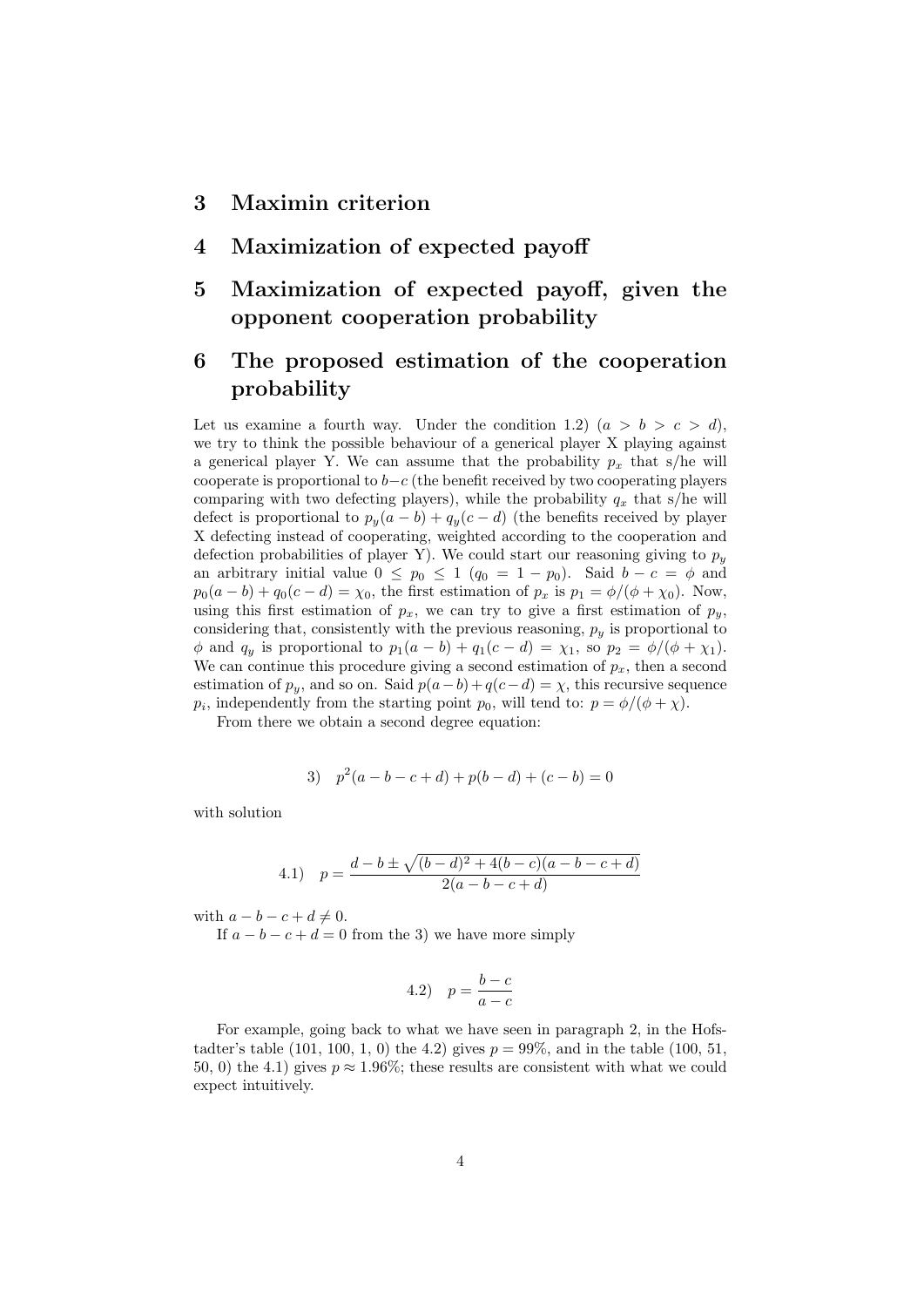# 3 Maximin criterion

# 4 Maximization of expected payoff

# 5 Maximization of expected payoff, given the opponent cooperation probability

# 6 The proposed estimation of the cooperation probability

Let us examine a fourth way. Under the condition 1.2) ($a > b > c > d$), we try to think the possible behaviour of a generical player X playing against a generical player Y. We can assume that the probability $p_x$ that s/he will cooperate is proportional to $b-c$ (the benefit received by two cooperating players comparing with two defecting players), while the probability $q_x$ that s/he will defect is proportional to $p_y(a-b) + q_y(c-d)$ (the benefits received by player X defecting instead of cooperating, weighted according to the cooperation and defection probabilities of player Y). We could start our reasoning giving to $p_y$ an arbitrary initial value $0 \leq p_0 \leq 1$ ($q_0 = 1 - p_0$). Said $b - c = \phi$ and $p_0(a-b) + q_0(c-d) = \chi_0$, the first estimation of $p_x$ is $p_1 = \phi/(\phi + \chi_0)$. Now, using this first estimation of $p_x$, we can try to give a first estimation of $p_y$, considering that, consistently with the previous reasoning, $p_y$ is proportional to $\phi$ and $q_y$ is proportional to $p_1(a-b) + q_1(c-d) = \chi_1$, so $p_2 = \phi/(\phi + \chi_1)$. We can continue this procedure giving a second estimation of $p_x$, then a second estimation of $p_y$, and so on. Said $p(a-b)+q(c-d) = \chi$, this recursive sequence $p_i$, independently from the starting point $p_0$, will tend to: $p = \phi/(\phi + \chi)$.

From there we obtain a second degree equation:

$$3) \quad p^2(a-b-c+d) + p(b-d) + (c-b) = 0$$

with solution

$$4.1) \quad p = \frac{d - b \pm \sqrt{(b-d)^2 + 4(b-c)(a-b-c+d)}}{2(a-b-c+d)}$$

with $a - b - c + d \neq 0$.

If $a - b - c + d = 0$ from the 3) we have more simply

$$4.2) \quad p = \frac{b-c}{a-c}$$

For example, going back to what we have seen in paragraph 2, in the Hofstadter's table (101, 100, 1, 0) the 4.2) gives $p = 99\%$, and in the table (100, 51, 50, 0) the 4.1) gives $p \approx 1.96\%$; these results are consistent with what we could expect intuitively.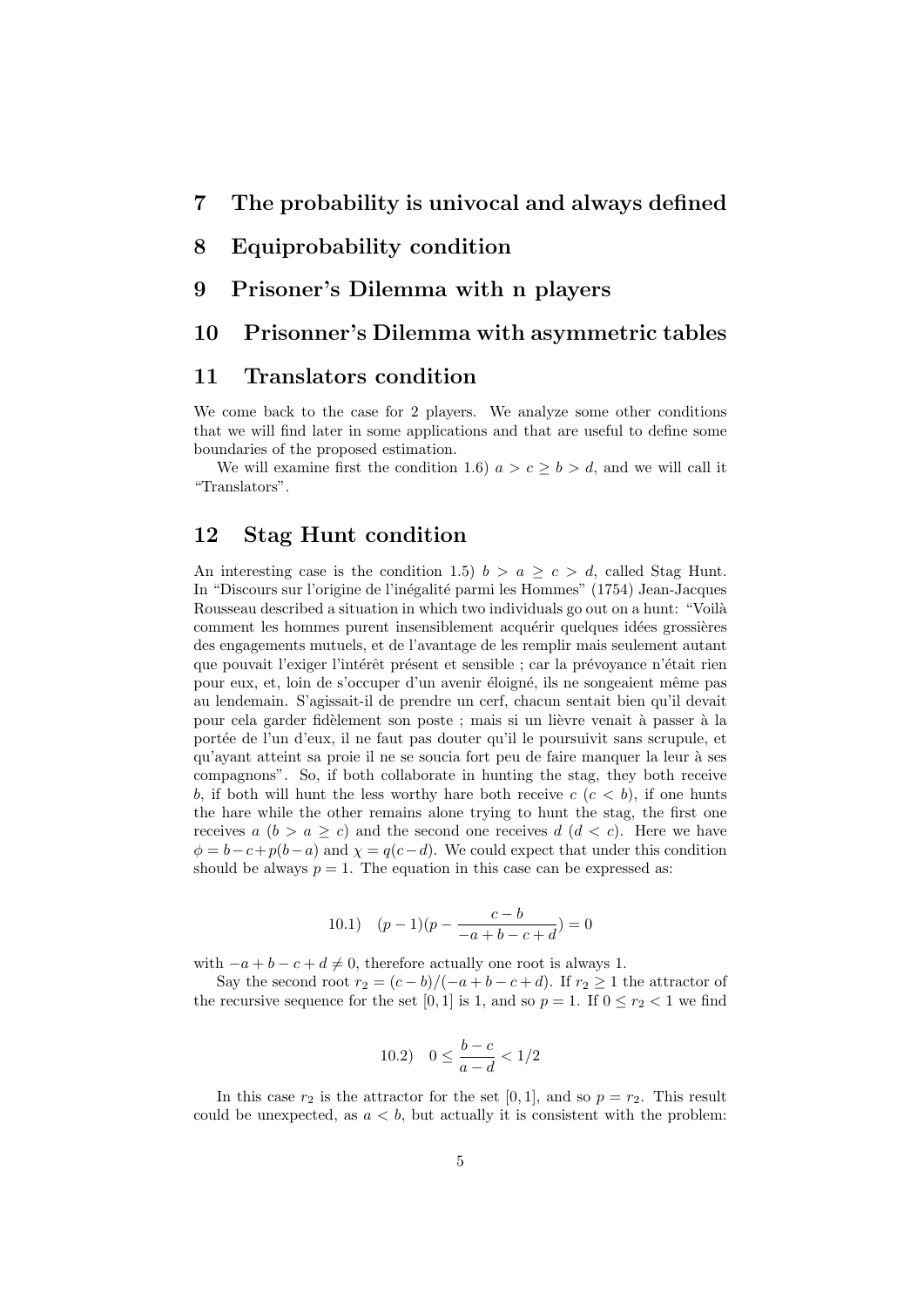# 7 The probability is univocal and always defined

# 8 Equiprobability condition

# 9 Prisoner's Dilemma with n players

# 10 Prisonner's Dilemma with asymmetric tables

# 11 Translators condition

We come back to the case for 2 players. We analyze some other conditions that we will find later in some applications and that are useful to define some boundaries of the proposed estimation.

We will examine first the condition 1.6) $a > c \geq b > d$, and we will call it "Translators".

# 12 Stag Hunt condition

An interesting case is the condition 1.5) $b > a \geq c > d$, called Stag Hunt. In "Discours sur l'origine de l'inégalité parmi les Hommes" (1754) Jean-Jacques Rousseau described a situation in which two individuals go out on a hunt: "Voilà comment les hommes purent insensiblement acquérir quelques idées grossières des engagements mutuels, et de l'avantage de les remplir mais seulement autant que pouvait l'exiger l'intérêt présent et sensible ; car la prévoyance n'était rien pour eux, et, loin de s'occuper d'un avenir éloigné, ils ne songeaient même pas au lendemain. S'agissait-il de prendre un cerf, chacun sentait bien qu'il devait pour cela garder fidèlement son poste ; mais si un lièvre venait à passer à la portée de l'un d'eux, il ne faut pas douter qu'il le poursuivit sans scrupule, et qu'ayant atteint sa proie il ne se soucia fort peu de faire manquer la leur à ses compagnons". So, if both collaborate in hunting the stag, they both receive $b$, if both will hunt the less worthy hare both receive $c$ ($c < b$), if one hunts the hare while the other remains alone trying to hunt the stag, the first one receives $a$ ($b > a \geq c$) and the second one receives $d$ ($d < c$). Here we have $\phi = b - c + p(b - a)$ and $\chi = q(c - d)$. We could expect that under this condition should be always $p = 1$. The equation in this case can be expressed as:

$$10.1) \quad (p-1)(p - \frac{c-b}{-a+b-c+d}) = 0$$

with $-a + b - c + d \neq 0$, therefore actually one root is always 1.

Say the second root $r_2 = (c - b)/(-a + b - c + d)$. If $r_2 \geq 1$ the attractor of the recursive sequence for the set $[0, 1]$ is 1, and so $p = 1$. If $0 \leq r_2 < 1$ we find

$$10.2) \quad 0 \leq \frac{b-c}{a-d} < 1/2$$

In this case $r_2$ is the attractor for the set $[0, 1]$, and so $p = r_2$. This result could be unexpected, as $a < b$, but actually it is consistent with the problem: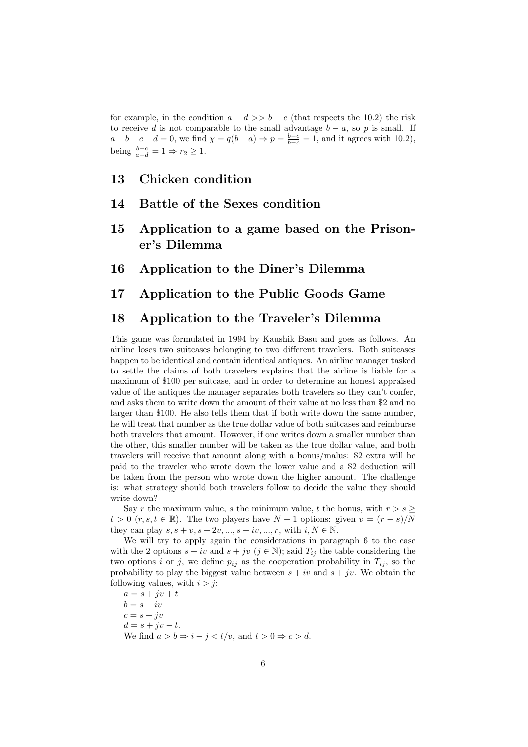for example, in the condition $a - d >> b - c$ (that respects the 10.2) the risk to receive $d$ is not comparable to the small advantage $b - a$, so $p$ is small. If $a - b + c - d = 0$, we find $\chi = q(b - a) \Rightarrow p = \frac{b-c}{b-c} = 1$, and it agrees with 10.2), being $\frac{b-c}{a-d} = 1 \Rightarrow r_2 \geq 1$.

## 13 Chicken condition

## 14 Battle of the Sexes condition

## 15 Application to a game based on the Prisoner's Dilemma

## 16 Application to the Diner's Dilemma

## 17 Application to the Public Goods Game

## 18 Application to the Traveler's Dilemma

This game was formulated in 1994 by Kaushik Basu and goes as follows. An airline loses two suitcases belonging to two different travelers. Both suitcases happen to be identical and contain identical antiques. An airline manager tasked to settle the claims of both travelers explains that the airline is liable for a maximum of \$100 per suitcase, and in order to determine an honest appraised value of the antiques the manager separates both travelers so they can't confer, and asks them to write down the amount of their value at no less than \$2 and no larger than \$100. He also tells them that if both write down the same number, he will treat that number as the true dollar value of both suitcases and reimburse both travelers that amount. However, if one writes down a smaller number than the other, this smaller number will be taken as the true dollar value, and both travelers will receive that amount along with a bonus/malus: \$2 extra will be paid to the traveler who wrote down the lower value and a \$2 deduction will be taken from the person who wrote down the higher amount. The challenge is: what strategy should both travelers follow to decide the value they should write down?

Say $r$ the maximum value, $s$ the minimum value, $t$ the bonus, with $r > s \geq t > 0$ ($r, s, t \in \mathbb{R}$). The two players have $N + 1$ options: given $v = (r - s)/N$ they can play $s, s + v, s + 2v, ..., s + iv, ..., r$, with $i, N \in \mathbb{N}$.

We will try to apply again the considerations in paragraph 6 to the case with the 2 options $s + iv$ and $s + jv$ ($j \in \mathbb{N}$); said $T_{ij}$ the table considering the two options $i$ or $j$, we define $p_{ij}$ as the cooperation probability in $T_{ij}$, so the probability to play the biggest value between $s + iv$ and $s + jv$. We obtain the following values, with $i > j$:

$a = s + jv + t$

$b = s + iv$

$c = s + jv$

$d = s + jv - t$.

We find $a > b \Rightarrow i - j < t/v$, and $t > 0 \Rightarrow c > d$.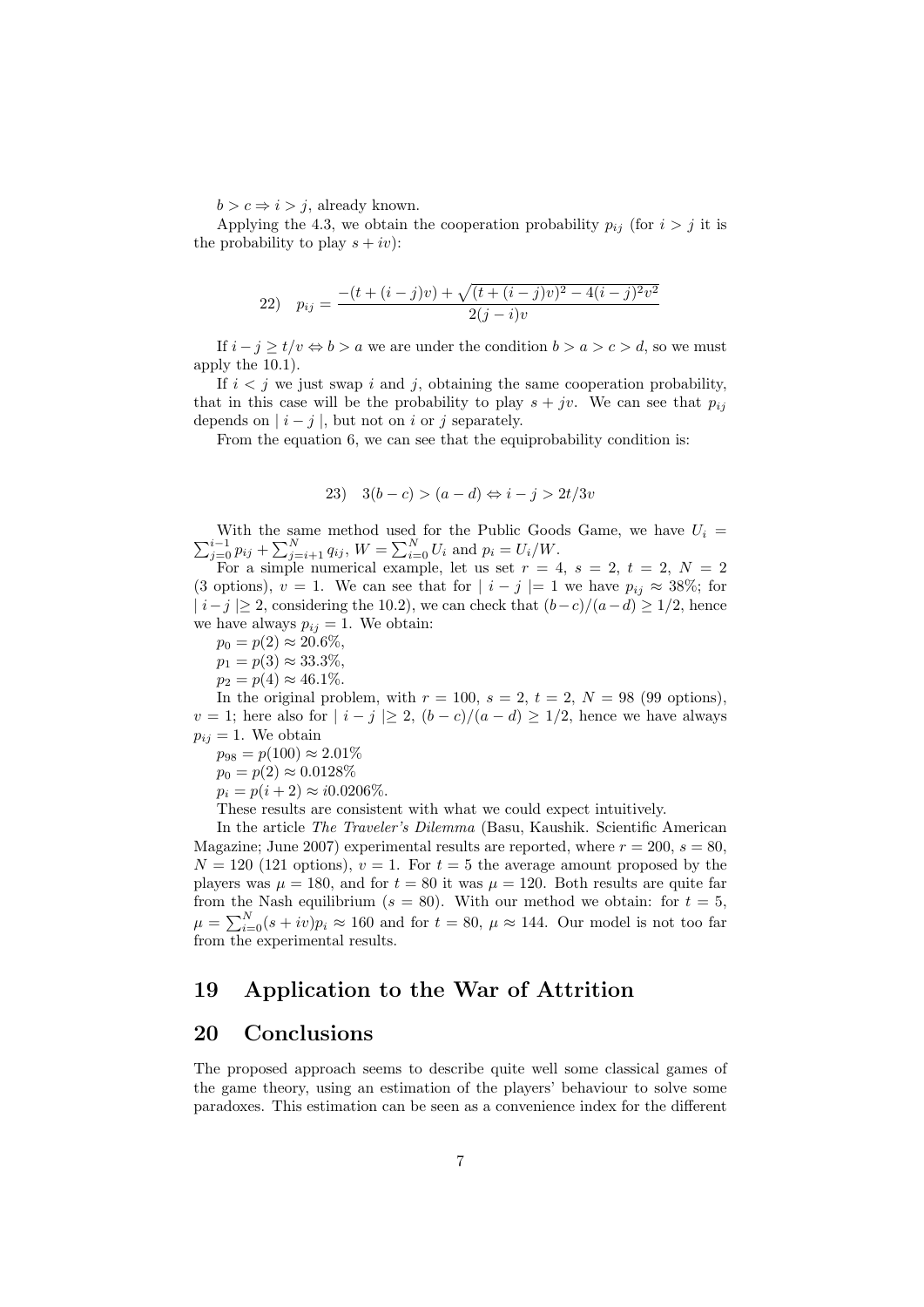$b > c \Rightarrow i > j$, already known.

Applying the 4.3, we obtain the cooperation probability $p_{ij}$ (for $i > j$ it is the probability to play $s + iv$):

$$22) \quad p_{ij} = \frac{-(t + (i-j)v) + \sqrt{(t + (i-j)v)^2 - 4(i-j)^2 v^2}}{2(j-i)v}$$

If $i - j \geq t/v \Leftrightarrow b > a$ we are under the condition $b > a > c > d$, so we must apply the 10.1).

If $i < j$ we just swap $i$ and $j$, obtaining the same cooperation probability, that in this case will be the probability to play $s + jv$. We can see that $p_{ij}$ depends on $\mid i - j \mid$, but not on $i$ or $j$ separately.

From the equation 6, we can see that the equiprobability condition is:

$$23) \quad 3(b - c) > (a - d) \Leftrightarrow i - j > 2t/3v$$

With the same method used for the Public Goods Game, we have $U_i = \sum_{j=0}^{i-1} p_{ij} + \sum_{j=i+1}^{N} q_{ij}$, $W = \sum_{i=0}^{N} U_i$ and $p_i = U_i/W$.

For a simple numerical example, let us set $r = 4$, $s = 2$, $t = 2$, $N = 2$ (3 options), $v = 1$. We can see that for $\mid i - j \mid = 1$ we have $p_{ij} \approx 38\%$; for $\mid i - j \mid \geq 2$, considering the 10.2), we can check that $(b-c)/(a-d) \geq 1/2$, hence we have always $p_{ij} = 1$. We obtain:

$p_0 = p(2) \approx 20.6\%$,

$p_1 = p(3) \approx 33.3\%$,

$p_2 = p(4) \approx 46.1\%$.

In the original problem, with $r = 100$, $s = 2$, $t = 2$, $N = 98$ (99 options), $v = 1$; here also for $\mid i - j \mid \geq 2$, $(b - c)/(a - d) \geq 1/2$, hence we have always $p_{ij} = 1$. We obtain

$p_{98} = p(100) \approx 2.01\%$

$p_0 = p(2) \approx 0.0128\%$

$p_i = p(i + 2) \approx i0.0206\%$.

These results are consistent with what we could expect intuitively.

In the article *The Traveler's Dilemma* (Basu, Kaushik. Scientific American Magazine; June 2007) experimental results are reported, where $r = 200$, $s = 80$, $N = 120$ (121 options), $v = 1$. For $t = 5$ the average amount proposed by the players was $\mu = 180$, and for $t = 80$ it was $\mu = 120$. Both results are quite far from the Nash equilibrium ($s = 80$). With our method we obtain: for $t = 5$, $\mu = \sum_{i=0}^{N}(s + iv)p_i \approx 160$ and for $t = 80$, $\mu \approx 144$. Our model is not too far from the experimental results.

## 19 Application to the War of Attrition

## 20 Conclusions

The proposed approach seems to describe quite well some classical games of the game theory, using an estimation of the players' behaviour to solve some paradoxes. This estimation can be seen as a convenience index for the different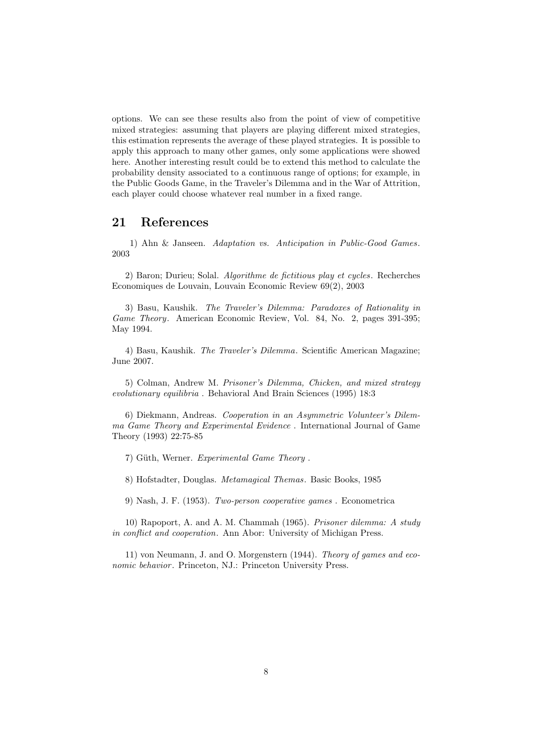options. We can see these results also from the point of view of competitive mixed strategies: assuming that players are playing different mixed strategies, this estimation represents the average of these played strategies. It is possible to apply this approach to many other games, only some applications were showed here. Another interesting result could be to extend this method to calculate the probability density associated to a continuous range of options; for example, in the Public Goods Game, in the Traveler's Dilemma and in the War of Attrition, each player could choose whatever real number in a fixed range.

## 21 References

1) Ahn & Janseen. *Adaptation vs. Anticipation in Public-Good Games*. 2003

2) Baron; Durieu; Solal. *Algorithme de fictitious play et cycles*. Recherches Economiques de Louvain, Louvain Economic Review 69(2), 2003

3) Basu, Kaushik. *The Traveler's Dilemma: Paradoxes of Rationality in Game Theory*. American Economic Review, Vol. 84, No. 2, pages 391-395; May 1994.

4) Basu, Kaushik. *The Traveler's Dilemma*. Scientific American Magazine; June 2007.

5) Colman, Andrew M. *Prisoner's Dilemma, Chicken, and mixed strategy evolutionary equilibria* . Behavioral And Brain Sciences (1995) 18:3

6) Diekmann, Andreas. *Cooperation in an Asymmetric Volunteer's Dilemma Game Theory and Experimental Evidence* . International Journal of Game Theory (1993) 22:75-85

7) Güth, Werner. *Experimental Game Theory* .

8) Hofstadter, Douglas. *Metamagical Themas*. Basic Books, 1985

9) Nash, J. F. (1953). *Two-person cooperative games* . Econometrica

10) Rapoport, A. and A. M. Chammah (1965). *Prisoner dilemma: A study in conflict and cooperation*. Ann Abor: University of Michigan Press.

11) von Neumann, J. and O. Morgenstern (1944). *Theory of games and economic behavior*. Princeton, NJ.: Princeton University Press.